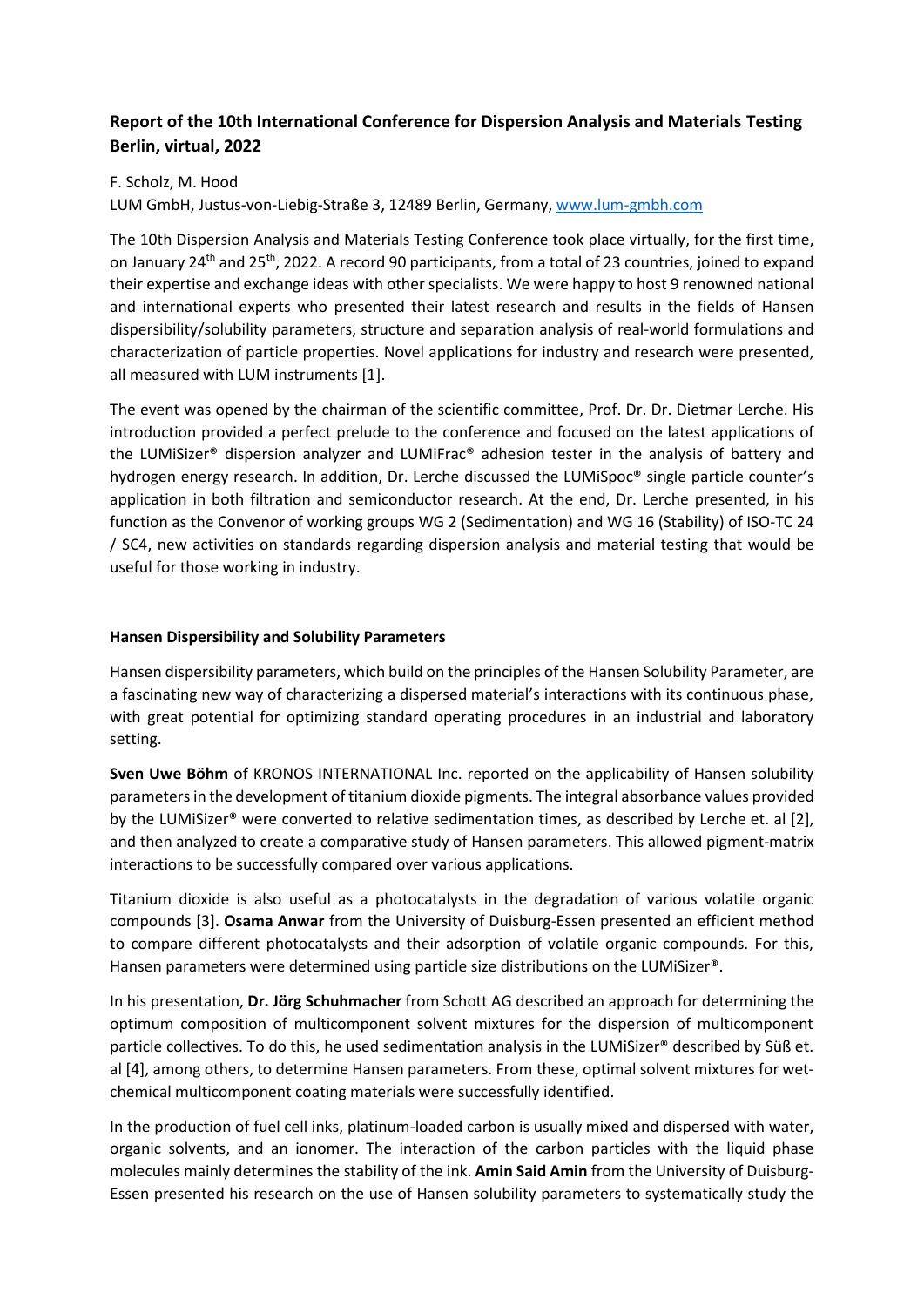# Report of the 10th International Conference for Dispersion Analysis and Materials Testing Berlin, virtual, 2022

F. Scholz, M. Hood

LUM GmbH, Justus-von-Liebig-Straße 3, 12489 Berlin, Germany, www.lum-gmbh.com

The 10th Dispersion Analysis and Materials Testing Conference took place virtually, for the first time, on January 24th and 25th, 2022. A record 90 participants, from a total of 23 countries, joined to expand their expertise and exchange ideas with other specialists. We were happy to host 9 renowned national and international experts who presented their latest research and results in the fields of Hansen dispersibility/solubility parameters, structure and separation analysis of real-world formulations and characterization of particle properties. Novel applications for industry and research were presented, all measured with LUM instruments [1].

The event was opened by the chairman of the scientific committee, Prof. Dr. Dr. Dietmar Lerche. His introduction provided a perfect prelude to the conference and focused on the latest applications of the LUMiSizer® dispersion analyzer and LUMiFrac® adhesion tester in the analysis of battery and hydrogen energy research. In addition, Dr. Lerche discussed the LUMiSpoc® single particle counter's application in both filtration and semiconductor research. At the end, Dr. Lerche presented, in his function as the Convenor of working groups WG 2 (Sedimentation) and WG 16 (Stability) of ISO-TC 24 / SC4, new activities on standards regarding dispersion analysis and material testing that would be useful for those working in industry.

## Hansen Dispersibility and Solubility Parameters

Hansen dispersibility parameters, which build on the principles of the Hansen Solubility Parameter, are a fascinating new way of characterizing a dispersed material's interactions with its continuous phase, with great potential for optimizing standard operating procedures in an industrial and laboratory setting.

**Sven Uwe Böhm** of KRONOS INTERNATIONAL Inc. reported on the applicability of Hansen solubility parameters in the development of titanium dioxide pigments. The integral absorbance values provided by the LUMiSizer® were converted to relative sedimentation times, as described by Lerche et. al [2], and then analyzed to create a comparative study of Hansen parameters. This allowed pigment-matrix interactions to be successfully compared over various applications.

Titanium dioxide is also useful as a photocatalysts in the degradation of various volatile organic compounds [3]. **Osama Anwar** from the University of Duisburg-Essen presented an efficient method to compare different photocatalysts and their adsorption of volatile organic compounds. For this, Hansen parameters were determined using particle size distributions on the LUMiSizer®.

In his presentation, **Dr. Jörg Schuhmacher** from Schott AG described an approach for determining the optimum composition of multicomponent solvent mixtures for the dispersion of multicomponent particle collectives. To do this, he used sedimentation analysis in the LUMiSizer® described by Süß et. al [4], among others, to determine Hansen parameters. From these, optimal solvent mixtures for wet-chemical multicomponent coating materials were successfully identified.

In the production of fuel cell inks, platinum-loaded carbon is usually mixed and dispersed with water, organic solvents, and an ionomer. The interaction of the carbon particles with the liquid phase molecules mainly determines the stability of the ink. **Amin Said Amin** from the University of Duisburg-Essen presented his research on the use of Hansen solubility parameters to systematically study the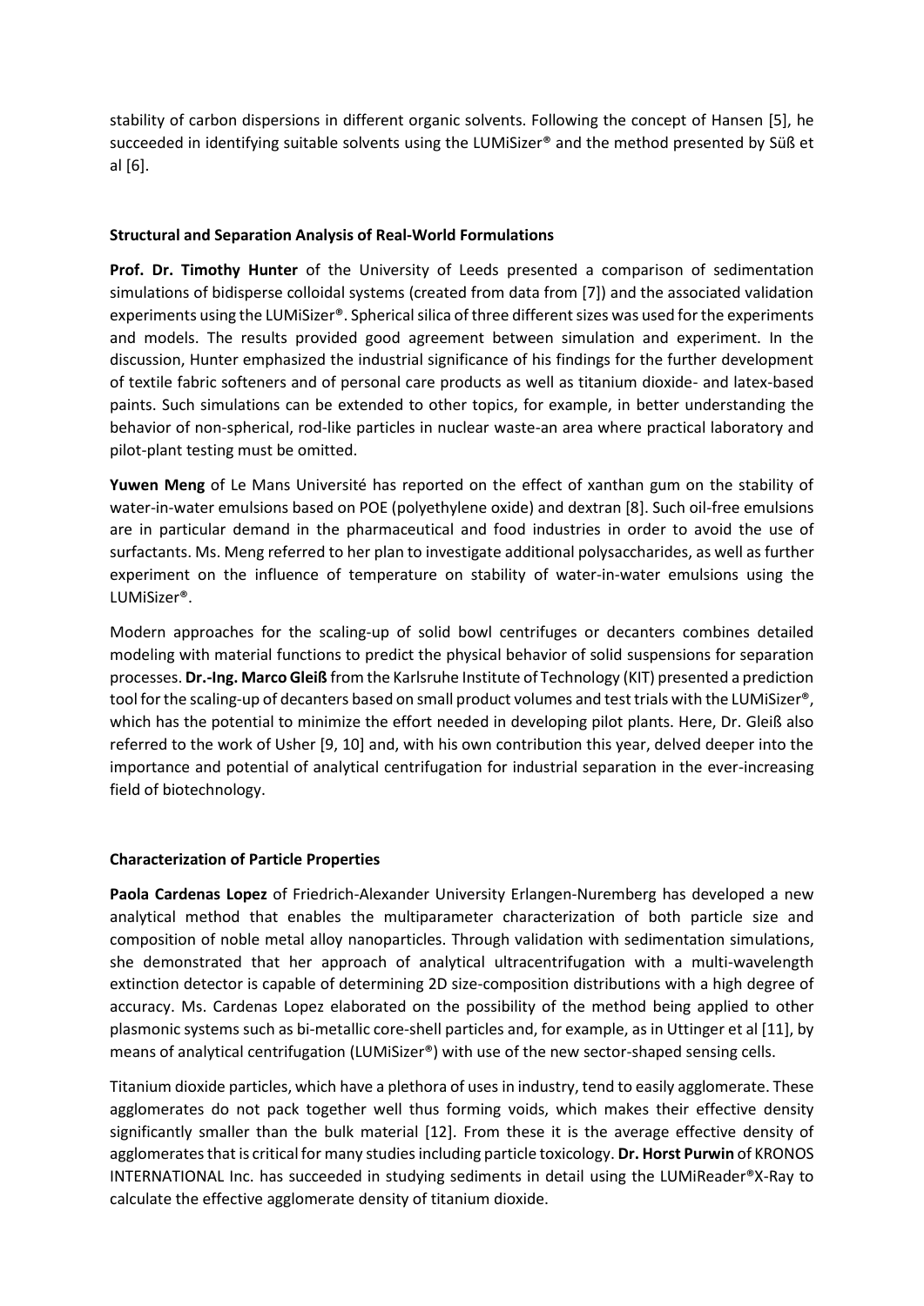stability of carbon dispersions in different organic solvents. Following the concept of Hansen [5], he succeeded in identifying suitable solvents using the LUMiSizer® and the method presented by Süß et al [6].

## Structural and Separation Analysis of Real-World Formulations

**Prof. Dr. Timothy Hunter** of the University of Leeds presented a comparison of sedimentation simulations of bidisperse colloidal systems (created from data from [7]) and the associated validation experiments using the LUMiSizer®. Spherical silica of three different sizes was used for the experiments and models. The results provided good agreement between simulation and experiment. In the discussion, Hunter emphasized the industrial significance of his findings for the further development of textile fabric softeners and of personal care products as well as titanium dioxide- and latex-based paints. Such simulations can be extended to other topics, for example, in better understanding the behavior of non-spherical, rod-like particles in nuclear waste-an area where practical laboratory and pilot-plant testing must be omitted.

**Yuwen Meng** of Le Mans Université has reported on the effect of xanthan gum on the stability of water-in-water emulsions based on POE (polyethylene oxide) and dextran [8]. Such oil-free emulsions are in particular demand in the pharmaceutical and food industries in order to avoid the use of surfactants. Ms. Meng referred to her plan to investigate additional polysaccharides, as well as further experiment on the influence of temperature on stability of water-in-water emulsions using the LUMiSizer®.

Modern approaches for the scaling-up of solid bowl centrifuges or decanters combines detailed modeling with material functions to predict the physical behavior of solid suspensions for separation processes. **Dr.-Ing. Marco Gleiß** from the Karlsruhe Institute of Technology (KIT) presented a prediction tool for the scaling-up of decanters based on small product volumes and test trials with the LUMiSizer®, which has the potential to minimize the effort needed in developing pilot plants. Here, Dr. Gleiß also referred to the work of Usher [9, 10] and, with his own contribution this year, delved deeper into the importance and potential of analytical centrifugation for industrial separation in the ever-increasing field of biotechnology.

## Characterization of Particle Properties

**Paola Cardenas Lopez** of Friedrich-Alexander University Erlangen-Nuremberg has developed a new analytical method that enables the multiparameter characterization of both particle size and composition of noble metal alloy nanoparticles. Through validation with sedimentation simulations, she demonstrated that her approach of analytical ultracentrifugation with a multi-wavelength extinction detector is capable of determining 2D size-composition distributions with a high degree of accuracy. Ms. Cardenas Lopez elaborated on the possibility of the method being applied to other plasmonic systems such as bi-metallic core-shell particles and, for example, as in Uttinger et al [11], by means of analytical centrifugation (LUMiSizer®) with use of the new sector-shaped sensing cells.

Titanium dioxide particles, which have a plethora of uses in industry, tend to easily agglomerate. These agglomerates do not pack together well thus forming voids, which makes their effective density significantly smaller than the bulk material [12]. From these it is the average effective density of agglomerates that is critical for many studies including particle toxicology. **Dr. Horst Purwin** of KRONOS INTERNATIONAL Inc. has succeeded in studying sediments in detail using the LUMiReader®X-Ray to calculate the effective agglomerate density of titanium dioxide.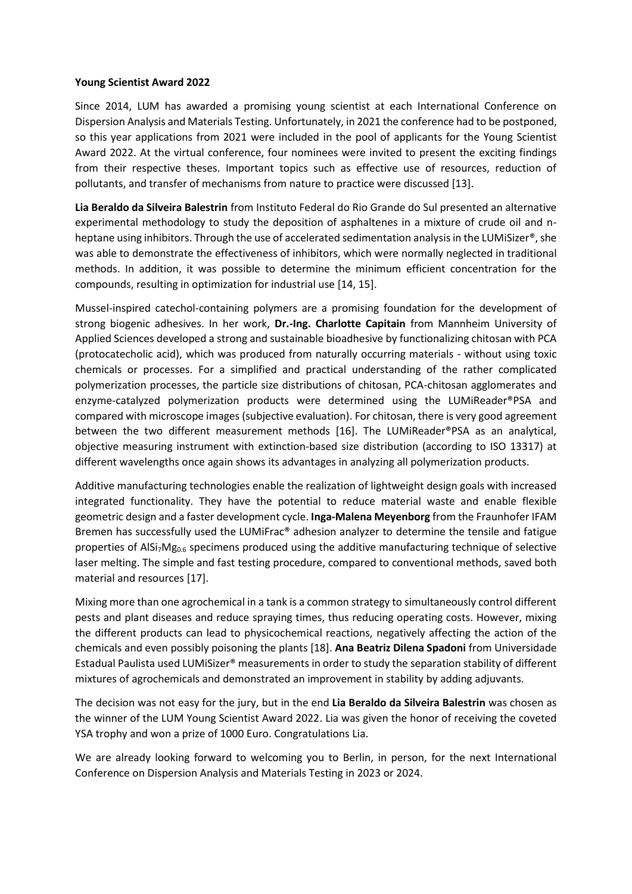**Young Scientist Award 2022**

Since 2014, LUM has awarded a promising young scientist at each International Conference on Dispersion Analysis and Materials Testing. Unfortunately, in 2021 the conference had to be postponed, so this year applications from 2021 were included in the pool of applicants for the Young Scientist Award 2022. At the virtual conference, four nominees were invited to present the exciting findings from their respective theses. Important topics such as effective use of resources, reduction of pollutants, and transfer of mechanisms from nature to practice were discussed [13].

**Lia Beraldo da Silveira Balestrin** from Instituto Federal do Rio Grande do Sul presented an alternative experimental methodology to study the deposition of asphaltenes in a mixture of crude oil and n-heptane using inhibitors. Through the use of accelerated sedimentation analysis in the LUMiSizer®, she was able to demonstrate the effectiveness of inhibitors, which were normally neglected in traditional methods. In addition, it was possible to determine the minimum efficient concentration for the compounds, resulting in optimization for industrial use [14, 15].

Mussel-inspired catechol-containing polymers are a promising foundation for the development of strong biogenic adhesives. In her work, **Dr.-Ing. Charlotte Capitain** from Mannheim University of Applied Sciences developed a strong and sustainable bioadhesive by functionalizing chitosan with PCA (protocatecholic acid), which was produced from naturally occurring materials - without using toxic chemicals or processes. For a simplified and practical understanding of the rather complicated polymerization processes, the particle size distributions of chitosan, PCA-chitosan agglomerates and enzyme-catalyzed polymerization products were determined using the LUMiReader®PSA and compared with microscope images (subjective evaluation). For chitosan, there is very good agreement between the two different measurement methods [16]. The LUMiReader®PSA as an analytical, objective measuring instrument with extinction-based size distribution (according to ISO 13317) at different wavelengths once again shows its advantages in analyzing all polymerization products.

Additive manufacturing technologies enable the realization of lightweight design goals with increased integrated functionality. They have the potential to reduce material waste and enable flexible geometric design and a faster development cycle. **Inga-Malena Meyenborg** from the Fraunhofer IFAM Bremen has successfully used the LUMiFrac® adhesion analyzer to determine the tensile and fatigue properties of $AlSi_7Mg_{0.6}$ specimens produced using the additive manufacturing technique of selective laser melting. The simple and fast testing procedure, compared to conventional methods, saved both material and resources [17].

Mixing more than one agrochemical in a tank is a common strategy to simultaneously control different pests and plant diseases and reduce spraying times, thus reducing operating costs. However, mixing the different products can lead to physicochemical reactions, negatively affecting the action of the chemicals and even possibly poisoning the plants [18]. **Ana Beatriz Dilena Spadoni** from Universidade Estadual Paulista used LUMiSizer® measurements in order to study the separation stability of different mixtures of agrochemicals and demonstrated an improvement in stability by adding adjuvants.

The decision was not easy for the jury, but in the end **Lia Beraldo da Silveira Balestrin** was chosen as the winner of the LUM Young Scientist Award 2022. Lia was given the honor of receiving the coveted YSA trophy and won a prize of 1000 Euro. Congratulations Lia.

We are already looking forward to welcoming you to Berlin, in person, for the next International Conference on Dispersion Analysis and Materials Testing in 2023 or 2024.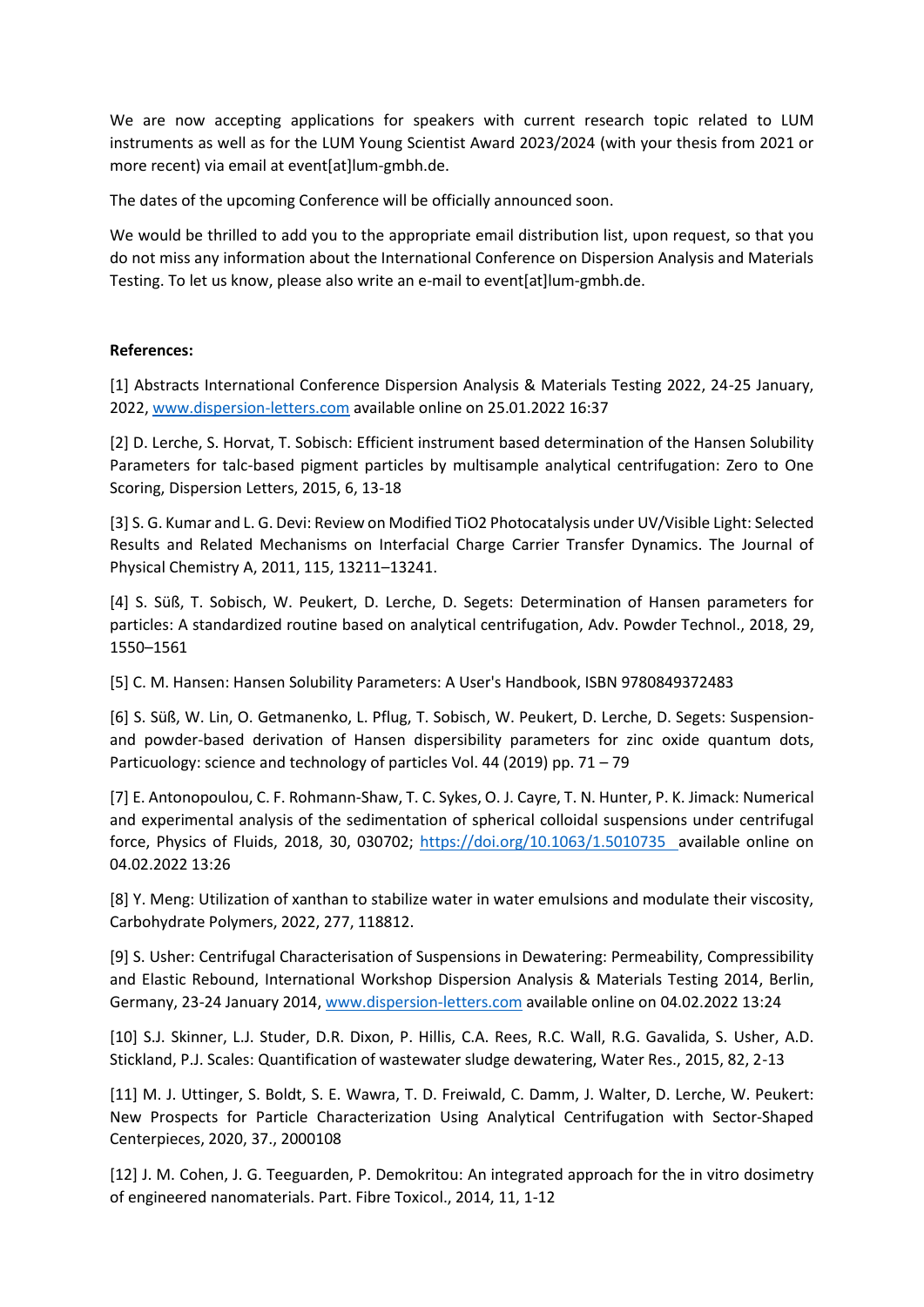We are now accepting applications for speakers with current research topic related to LUM instruments as well as for the LUM Young Scientist Award 2023/2024 (with your thesis from 2021 or more recent) via email at event[at]lum-gmbh.de.

The dates of the upcoming Conference will be officially announced soon.

We would be thrilled to add you to the appropriate email distribution list, upon request, so that you do not miss any information about the International Conference on Dispersion Analysis and Materials Testing. To let us know, please also write an e-mail to event[at]lum-gmbh.de.

**References:**

[1] Abstracts International Conference Dispersion Analysis & Materials Testing 2022, 24-25 January, 2022, www.dispersion-letters.com available online on 25.01.2022 16:37

[2] D. Lerche, S. Horvat, T. Sobisch: Efficient instrument based determination of the Hansen Solubility Parameters for talc-based pigment particles by multisample analytical centrifugation: Zero to One Scoring, Dispersion Letters, 2015, 6, 13-18

[3] S. G. Kumar and L. G. Devi: Review on Modified TiO2 Photocatalysis under UV/Visible Light: Selected Results and Related Mechanisms on Interfacial Charge Carrier Transfer Dynamics. The Journal of Physical Chemistry A, 2011, 115, 13211–13241.

[4] S. Süß, T. Sobisch, W. Peukert, D. Lerche, D. Segets: Determination of Hansen parameters for particles: A standardized routine based on analytical centrifugation, Adv. Powder Technol., 2018, 29, 1550–1561

[5] C. M. Hansen: Hansen Solubility Parameters: A User's Handbook, ISBN 9780849372483

[6] S. Süß, W. Lin, O. Getmanenko, L. Pflug, T. Sobisch, W. Peukert, D. Lerche, D. Segets: Suspension- and powder-based derivation of Hansen dispersibility parameters for zinc oxide quantum dots, Particuology: science and technology of particles Vol. 44 (2019) pp. 71 – 79

[7] E. Antonopoulou, C. F. Rohmann-Shaw, T. C. Sykes, O. J. Cayre, T. N. Hunter, P. K. Jimack: Numerical and experimental analysis of the sedimentation of spherical colloidal suspensions under centrifugal force, Physics of Fluids, 2018, 30, 030702; https://doi.org/10.1063/1.5010735 available online on 04.02.2022 13:26

[8] Y. Meng: Utilization of xanthan to stabilize water in water emulsions and modulate their viscosity, Carbohydrate Polymers, 2022, 277, 118812.

[9] S. Usher: Centrifugal Characterisation of Suspensions in Dewatering: Permeability, Compressibility and Elastic Rebound, International Workshop Dispersion Analysis & Materials Testing 2014, Berlin, Germany, 23-24 January 2014, www.dispersion-letters.com available online on 04.02.2022 13:24

[10] S.J. Skinner, L.J. Studer, D.R. Dixon, P. Hillis, C.A. Rees, R.C. Wall, R.G. Gavalida, S. Usher, A.D. Stickland, P.J. Scales: Quantification of wastewater sludge dewatering, Water Res., 2015, 82, 2-13

[11] M. J. Uttinger, S. Boldt, S. E. Wawra, T. D. Freiwald, C. Damm, J. Walter, D. Lerche, W. Peukert: New Prospects for Particle Characterization Using Analytical Centrifugation with Sector-Shaped Centerpieces, 2020, 37., 2000108

[12] J. M. Cohen, J. G. Teeguarden, P. Demokritou: An integrated approach for the in vitro dosimetry of engineered nanomaterials. Part. Fibre Toxicol., 2014, 11, 1-12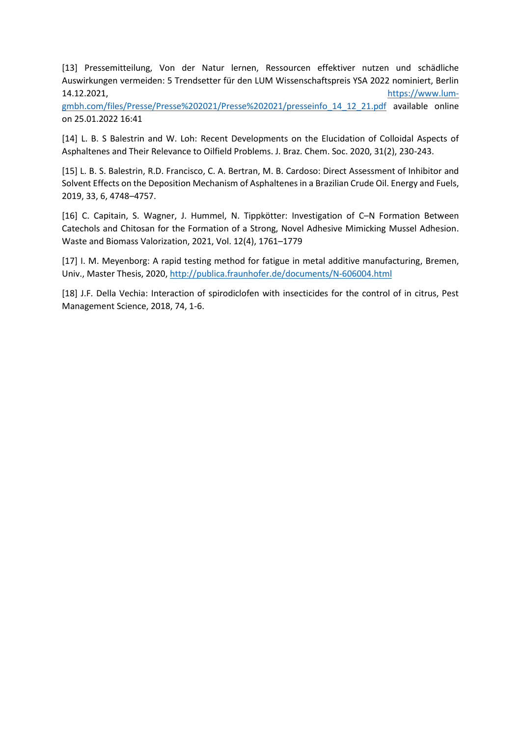[13] Pressemitteilung, Von der Natur lernen, Ressourcen effektiver nutzen und schädliche Auswirkungen vermeiden: 5 Trendsetter für den LUM Wissenschaftspreis YSA 2022 nominiert, Berlin 14.12.2021, https://www.lum-gmbh.com/files/Presse/Presse%202021/Presse%202021/presseinfo_14_12_21.pdf available online on 25.01.2022 16:41

[14] L. B. S Balestrin and W. Loh: Recent Developments on the Elucidation of Colloidal Aspects of Asphaltenes and Their Relevance to Oilfield Problems. J. Braz. Chem. Soc. 2020, 31(2), 230-243.

[15] L. B. S. Balestrin, R.D. Francisco, C. A. Bertran, M. B. Cardoso: Direct Assessment of Inhibitor and Solvent Effects on the Deposition Mechanism of Asphaltenes in a Brazilian Crude Oil. Energy and Fuels, 2019, 33, 6, 4748–4757.

[16] C. Capitain, S. Wagner, J. Hummel, N. Tippkötter: Investigation of C–N Formation Between Catechols and Chitosan for the Formation of a Strong, Novel Adhesive Mimicking Mussel Adhesion. Waste and Biomass Valorization, 2021, Vol. 12(4), 1761–1779

[17] I. M. Meyenborg: A rapid testing method for fatigue in metal additive manufacturing, Bremen, Univ., Master Thesis, 2020, http://publica.fraunhofer.de/documents/N-606004.html

[18] J.F. Della Vechia: Interaction of spirodiclofen with insecticides for the control of in citrus, Pest Management Science, 2018, 74, 1-6.